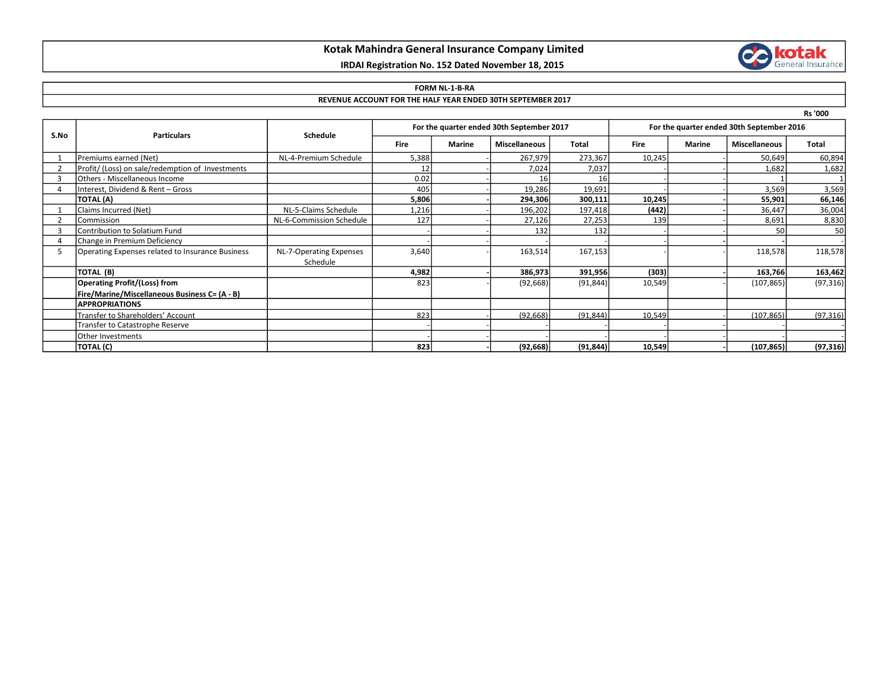# Kotak Mahindra General Insurance Company Limited

**IRDAI Registration No. 152 Dated November 18, 2015**

**FORM NL-1-B-RA**

**REVENUE ACCOUNT FOR THE HALF YEAR ENDED 30TH SEPTEMBER 2017**

Rs '000

| S.No | Particulars | Schedule | For the quarter ended 30th September 2017 | | | | For the quarter ended 30th September 2016 | | | |
|---|---|---|---|---|---|---|---|---|---|---|
| | | | Fire | Marine | Miscellaneous | Total | Fire | Marine | Miscellaneous | Total |
| 1 | Premiums earned (Net) | NL-4-Premium Schedule | 5,388 | - | 267,979 | 273,367 | 10,245 | - | 50,649 | 60,894 |
| 2 | Profit/ (Loss) on sale/redemption of Investments | | 12 | - | 7,024 | 7,037 | - | - | 1,682 | 1,682 |
| 3 | Others - Miscellaneous Income | | 0.02 | - | 16 | 16 | - | - | 1 | 1 |
| 4 | Interest, Dividend & Rent – Gross | | 405 | - | 19,286 | 19,691 | - | - | 3,569 | 3,569 |
| | **TOTAL (A)** | | **5,806** | **-** | **294,306** | **300,111** | **10,245** | **-** | **55,901** | **66,146** |
| 1 | Claims Incurred (Net) | NL-5-Claims Schedule | 1,216 | - | 196,202 | 197,418 | **(442)** | - | 36,447 | 36,004 |
| 2 | Commission | NL-6-Commission Schedule | 127 | - | 27,126 | 27,253 | 139 | - | 8,691 | 8,830 |
| 3 | Contribution to Solatium Fund | | - | - | 132 | 132 | - | - | 50 | 50 |
| 4 | Change in Premium Deficiency | | - | - | - | - | - | - | - | - |
| 5 | Operating Expenses related to Insurance Business | NL-7-Operating Expenses Schedule | 3,640 | - | 163,514 | 167,153 | - | - | 118,578 | 118,578 |
| | **TOTAL (B)** | | **4,982** | **-** | **386,973** | **391,956** | **(303)** | **-** | **163,766** | **163,462** |
| | **Operating Profit/(Loss) from Fire/Marine/Miscellaneous Business C= (A - B)** | | 823 | - | (92,668) | (91,844) | 10,549 | - | (107,865) | (97,316) |
| | **APPROPRIATIONS** | | | | | | | | | |
| | Transfer to Shareholders' Account | | 823 | - | (92,668) | (91,844) | 10,549 | - | (107,865) | (97,316) |
| | Transfer to Catastrophe Reserve | | - | - | - | - | - | - | - | - |
| | Other Investments | | - | - | - | - | - | - | - | - |
| | **TOTAL (C)** | | **823** | **-** | **(92,668)** | **(91,844)** | **10,549** | **-** | **(107,865)** | **(97,316)** |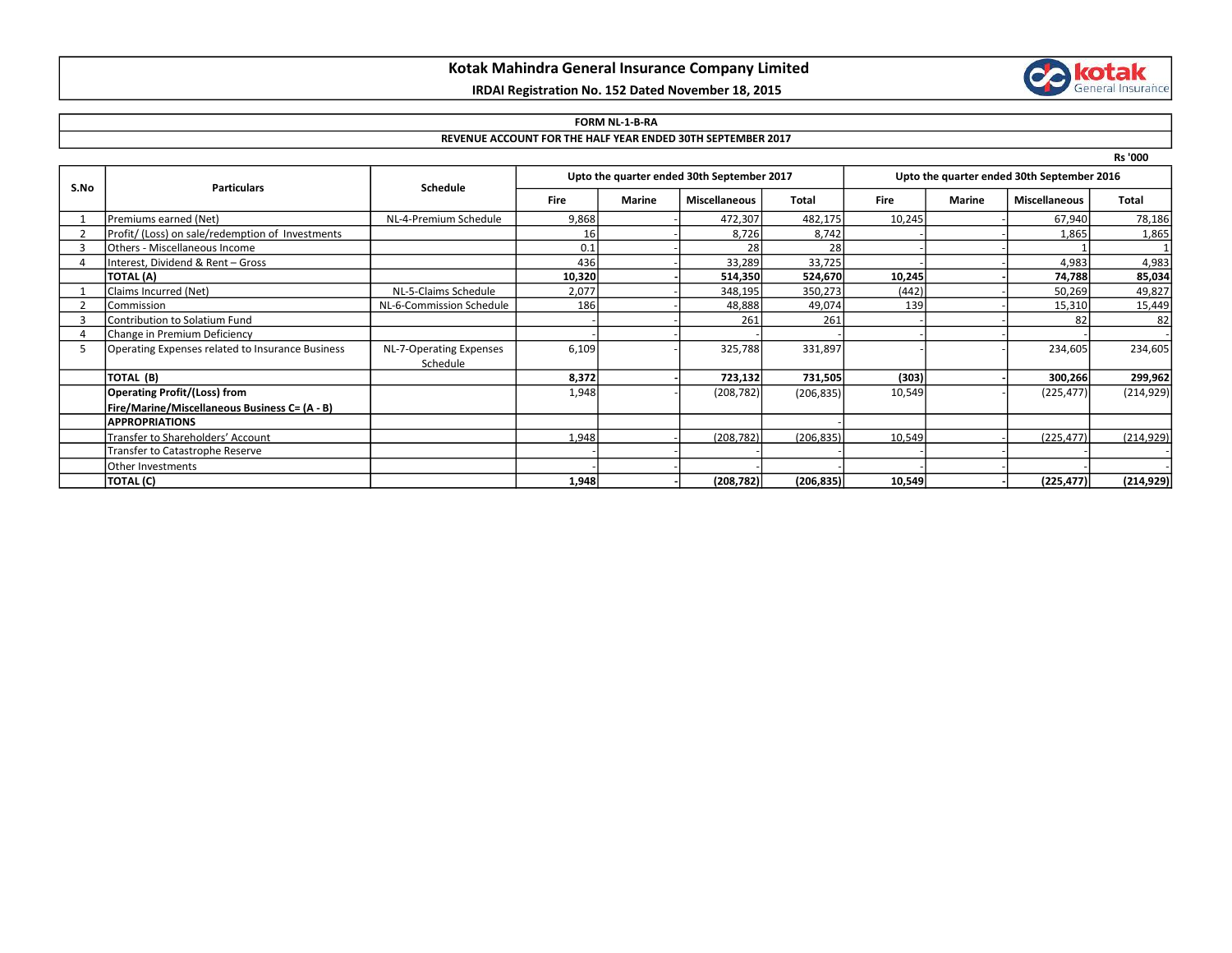# Kotak Mahindra General Insurance Company Limited

**IRDAI Registration No. 152 Dated November 18, 2015**

**FORM NL-1-B-RA**

**REVENUE ACCOUNT FOR THE HALF YEAR ENDED 30TH SEPTEMBER 2017**

Rs '000

| S.No | Particulars | Schedule | Upto the quarter ended 30th September 2017 | | | | Upto the quarter ended 30th September 2016 | | | |
|---|---|---|---|---|---|---|---|---|---|---|
| | | | Fire | Marine | Miscellaneous | Total | Fire | Marine | Miscellaneous | Total |
| 1 | Premiums earned (Net) | NL-4-Premium Schedule | 9,868 | - | 472,307 | 482,175 | 10,245 | - | 67,940 | 78,186 |
| 2 | Profit/ (Loss) on sale/redemption of Investments | | 16 | - | 8,726 | 8,742 | - | - | 1,865 | 1,865 |
| 3 | Others - Miscellaneous Income | | 0.1 | - | 28 | 28 | - | - | 1 | 1 |
| 4 | Interest, Dividend & Rent – Gross | | 436 | - | 33,289 | 33,725 | - | - | 4,983 | 4,983 |
| | **TOTAL (A)** | | **10,320** | **-** | **514,350** | **524,670** | **10,245** | **-** | **74,788** | **85,034** |
| 1 | Claims Incurred (Net) | NL-5-Claims Schedule | 2,077 | - | 348,195 | 350,273 | (442) | - | 50,269 | 49,827 |
| 2 | Commission | NL-6-Commission Schedule | 186 | - | 48,888 | 49,074 | 139 | - | 15,310 | 15,449 |
| 3 | Contribution to Solatium Fund | | - | - | 261 | 261 | - | - | 82 | 82 |
| 4 | Change in Premium Deficiency | | - | - | - | - | - | - | - | - |
| 5 | Operating Expenses related to Insurance Business | NL-7-Operating Expenses Schedule | 6,109 | - | 325,788 | 331,897 | - | - | 234,605 | 234,605 |
| | **TOTAL (B)** | | **8,372** | **-** | **723,132** | **731,505** | **(303)** | **-** | **300,266** | **299,962** |
| | **Operating Profit/(Loss) from Fire/Marine/Miscellaneous Business C= (A - B)** | | 1,948 | - | (208,782) | (206,835) | 10,549 | - | (225,477) | (214,929) |
| | **APPROPRIATIONS** | | | | | - | | | | |
| | Transfer to Shareholders' Account | | 1,948 | - | (208,782) | (206,835) | 10,549 | - | (225,477) | (214,929) |
| | Transfer to Catastrophe Reserve | | - | - | - | - | - | - | - | - |
| | Other Investments | | - | - | - | - | - | - | - | - |
| | **TOTAL (C)** | | **1,948** | **-** | **(208,782)** | **(206,835)** | **10,549** | **-** | **(225,477)** | **(214,929)** |